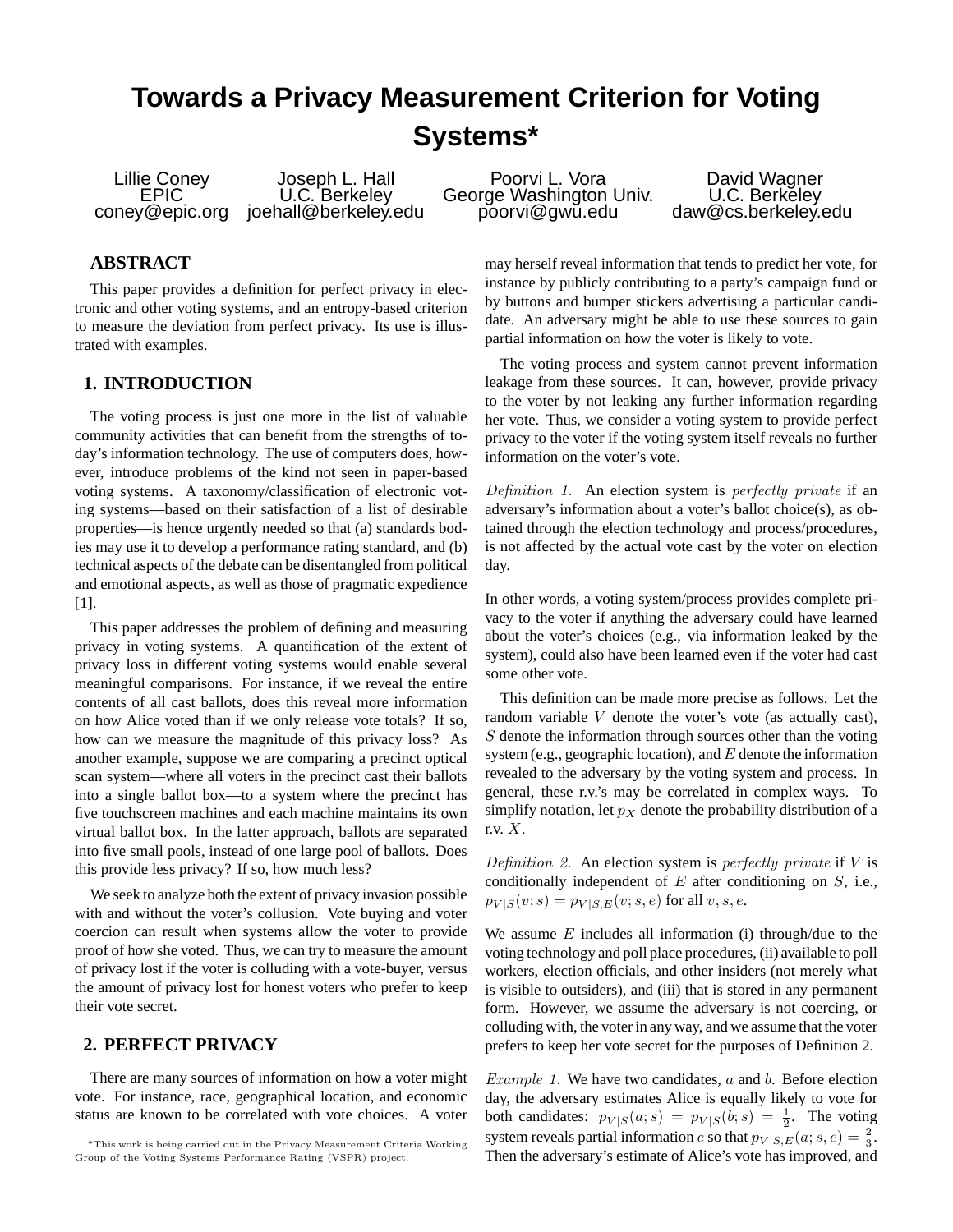# Towards a Privacy Measurement Criterion for Voting Systems*

Lillie Coney
EPIC
coney@epic.org

Joseph L. Hall
U.C. Berkeley
joehall@berkeley.edu

Poorvi L. Vora
George Washington Univ.
poorvi@gwu.edu

David Wagner
U.C. Berkeley
daw@cs.berkeley.edu

## ABSTRACT

This paper provides a definition for perfect privacy in electronic and other voting systems, and an entropy-based criterion to measure the deviation from perfect privacy. Its use is illustrated with examples.

## 1. INTRODUCTION

The voting process is just one more in the list of valuable community activities that can benefit from the strengths of today's information technology. The use of computers does, however, introduce problems of the kind not seen in paper-based voting systems. A taxonomy/classification of electronic voting systems—based on their satisfaction of a list of desirable properties—is hence urgently needed so that (a) standards bodies may use it to develop a performance rating standard, and (b) technical aspects of the debate can be disentangled from political and emotional aspects, as well as those of pragmatic expedience [1].

This paper addresses the problem of defining and measuring privacy in voting systems. A quantification of the extent of privacy loss in different voting systems would enable several meaningful comparisons. For instance, if we reveal the entire contents of all cast ballots, does this reveal more information on how Alice voted than if we only release vote totals? If so, how can we measure the magnitude of this privacy loss? As another example, suppose we are comparing a precinct optical scan system—where all voters in the precinct cast their ballots into a single ballot box—to a system where the precinct has five touchscreen machines and each machine maintains its own virtual ballot box. In the latter approach, ballots are separated into five small pools, instead of one large pool of ballots. Does this provide less privacy? If so, how much less?

We seek to analyze both the extent of privacy invasion possible with and without the voter's collusion. Vote buying and voter coercion can result when systems allow the voter to provide proof of how she voted. Thus, we can try to measure the amount of privacy lost if the voter is colluding with a vote-buyer, versus the amount of privacy lost for honest voters who prefer to keep their vote secret.

## 2. PERFECT PRIVACY

There are many sources of information on how a voter might vote. For instance, race, geographical location, and economic status are known to be correlated with vote choices. A voter may herself reveal information that tends to predict her vote, for instance by publicly contributing to a party's campaign fund or by buttons and bumper stickers advertising a particular candidate. An adversary might be able to use these sources to gain partial information on how the voter is likely to vote.

The voting process and system cannot prevent information leakage from these sources. It can, however, provide privacy to the voter by not leaking any further information regarding her vote. Thus, we consider a voting system to provide perfect privacy to the voter if the voting system itself reveals no further information on the voter's vote.

*Definition 1.* An election system is *perfectly private* if an adversary's information about a voter's ballot choice(s), as obtained through the election technology and process/procedures, is not affected by the actual vote cast by the voter on election day.

In other words, a voting system/process provides complete privacy to the voter if anything the adversary could have learned about the voter's choices (e.g., via information leaked by the system), could also have been learned even if the voter had cast some other vote.

This definition can be made more precise as follows. Let the random variable $V$ denote the voter's vote (as actually cast), $S$ denote the information through sources other than the voting system (e.g., geographic location), and $E$ denote the information revealed to the adversary by the voting system and process. In general, these r.v.'s may be correlated in complex ways. To simplify notation, let $p_X$ denote the probability distribution of a r.v. $X$.

*Definition 2.* An election system is *perfectly private* if $V$ is conditionally independent of $E$ after conditioning on $S$, i.e., $p_{V|S}(v; s) = p_{V|S,E}(v; s, e)$ for all $v, s, e$.

We assume $E$ includes all information (i) through/due to the voting technology and poll place procedures, (ii) available to poll workers, election officials, and other insiders (not merely what is visible to outsiders), and (iii) that is stored in any permanent form. However, we assume the adversary is not coercing, or colluding with, the voter in any way, and we assume that the voter prefers to keep her vote secret for the purposes of Definition 2.

*Example 1.* We have two candidates, $a$ and $b$. Before election day, the adversary estimates Alice is equally likely to vote for both candidates: $p_{V|S}(a; s) = p_{V|S}(b; s) = \frac{1}{2}$. The voting system reveals partial information $e$ so that $p_{V|S,E}(a; s, e) = \frac{2}{3}$. Then the adversary's estimate of Alice's vote has improved, and

*This work is being carried out in the Privacy Measurement Criteria Working Group of the Voting Systems Performance Rating (VSPR) project.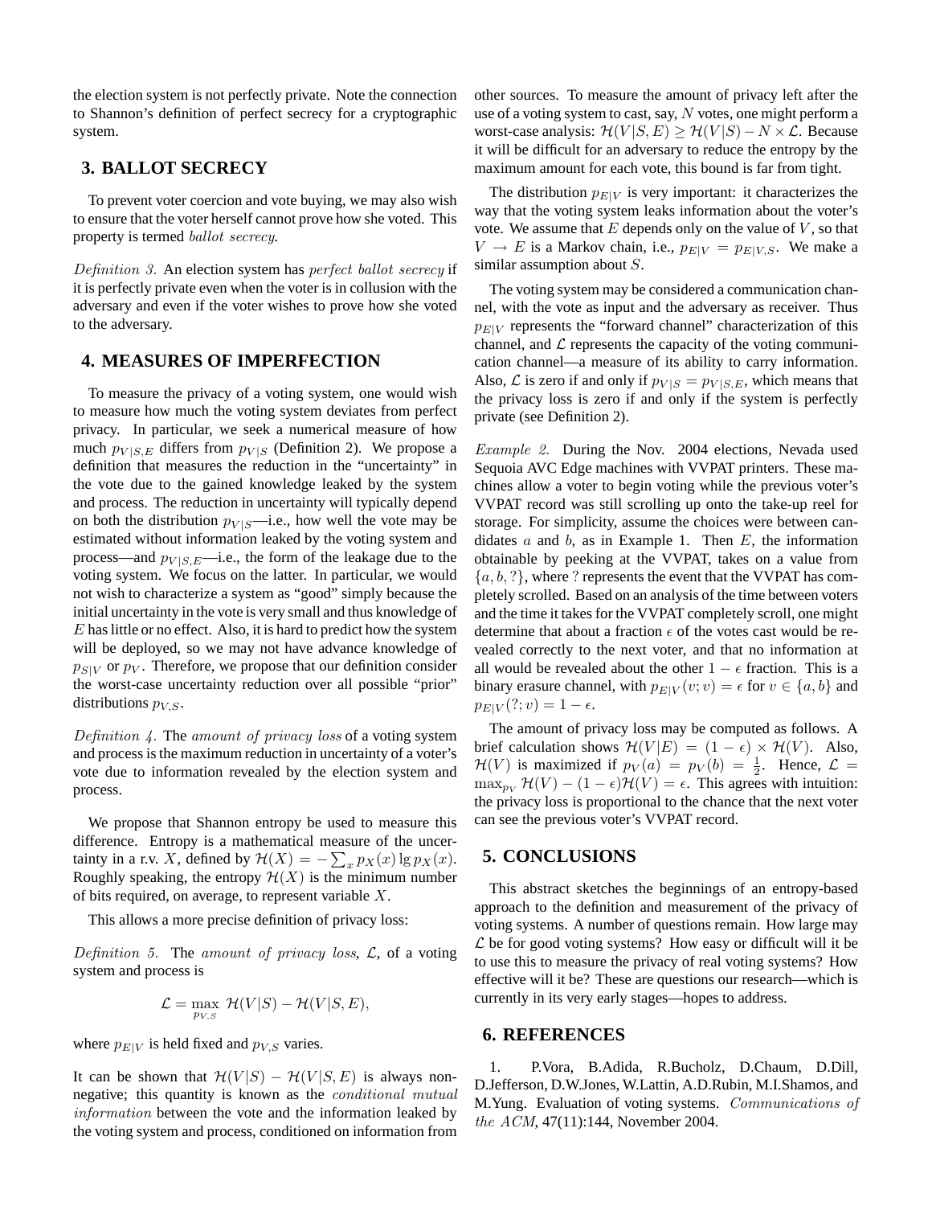the election system is not perfectly private. Note the connection to Shannon's definition of perfect secrecy for a cryptographic system.

## 3. BALLOT SECRECY

To prevent voter coercion and vote buying, we may also wish to ensure that the voter herself cannot prove how she voted. This property is termed *ballot secrecy*.

*Definition 3.* An election system has *perfect ballot secrecy* if it is perfectly private even when the voter is in collusion with the adversary and even if the voter wishes to prove how she voted to the adversary.

## 4. MEASURES OF IMPERFECTION

To measure the privacy of a voting system, one would wish to measure how much the voting system deviates from perfect privacy. In particular, we seek a numerical measure of how much $p_{V|S,E}$ differs from $p_{V|S}$ (Definition 2). We propose a definition that measures the reduction in the "uncertainty" in the vote due to the gained knowledge leaked by the system and process. The reduction in uncertainty will typically depend on both the distribution $p_{V|S}$—i.e., how well the vote may be estimated without information leaked by the voting system and process—and $p_{V|S,E}$—i.e., the form of the leakage due to the voting system. We focus on the latter. In particular, we would not wish to characterize a system as "good" simply because the initial uncertainty in the vote is very small and thus knowledge of $E$ has little or no effect. Also, it is hard to predict how the system will be deployed, so we may not have advance knowledge of $p_{S|V}$ or $p_V$. Therefore, we propose that our definition consider the worst-case uncertainty reduction over all possible "prior" distributions $p_{V,S}$.

*Definition 4.* The *amount of privacy loss* of a voting system and process is the maximum reduction in uncertainty of a voter's vote due to information revealed by the election system and process.

We propose that Shannon entropy be used to measure this difference. Entropy is a mathematical measure of the uncertainty in a r.v. $X$, defined by $\mathcal{H}(X) = -\sum_x p_X(x) \lg p_X(x)$. Roughly speaking, the entropy $\mathcal{H}(X)$ is the minimum number of bits required, on average, to represent variable $X$.

This allows a more precise definition of privacy loss:

*Definition 5.* The *amount of privacy loss*, $\mathcal{L}$, of a voting system and process is

$$\mathcal{L} = \max_{p_{V,S}} \mathcal{H}(V|S) - \mathcal{H}(V|S,E),$$

where $p_{E|V}$ is held fixed and $p_{V,S}$ varies.

It can be shown that $\mathcal{H}(V|S) - \mathcal{H}(V|S,E)$ is always non-negative; this quantity is known as the *conditional mutual information* between the vote and the information leaked by the voting system and process, conditioned on information from other sources. To measure the amount of privacy left after the use of a voting system to cast, say, $N$ votes, one might perform a worst-case analysis: $\mathcal{H}(V|S,E) \geq \mathcal{H}(V|S) - N \times \mathcal{L}$. Because it will be difficult for an adversary to reduce the entropy by the maximum amount for each vote, this bound is far from tight.

The distribution $p_{E|V}$ is very important: it characterizes the way that the voting system leaks information about the voter's vote. We assume that $E$ depends only on the value of $V$, so that $V \rightarrow E$ is a Markov chain, i.e., $p_{E|V} = p_{E|V,S}$. We make a similar assumption about $S$.

The voting system may be considered a communication channel, with the vote as input and the adversary as receiver. Thus $p_{E|V}$ represents the "forward channel" characterization of this channel, and $\mathcal{L}$ represents the capacity of the voting communication channel—a measure of its ability to carry information. Also, $\mathcal{L}$ is zero if and only if $p_{V|S} = p_{V|S,E}$, which means that the privacy loss is zero if and only if the system is perfectly private (see Definition 2).

*Example 2.* During the Nov. 2004 elections, Nevada used Sequoia AVC Edge machines with VVPAT printers. These machines allow a voter to begin voting while the previous voter's VVPAT record was still scrolling up onto the take-up reel for storage. For simplicity, assume the choices were between candidates $a$ and $b$, as in Example 1. Then $E$, the information obtainable by peeking at the VVPAT, takes on a value from $\{a, b, ?\}$, where $?$ represents the event that the VVPAT has completely scrolled. Based on an analysis of the time between voters and the time it takes for the VVPAT completely scroll, one might determine that about a fraction $\epsilon$ of the votes cast would be revealed correctly to the next voter, and that no information at all would be revealed about the other $1 - \epsilon$ fraction. This is a binary erasure channel, with $p_{E|V}(v; v) = \epsilon$ for $v \in \{a, b\}$ and $p_{E|V}(?; v) = 1 - \epsilon$.

The amount of privacy loss may be computed as follows. A brief calculation shows $\mathcal{H}(V|E) = (1 - \epsilon) \times \mathcal{H}(V)$. Also, $\mathcal{H}(V)$ is maximized if $p_V(a) = p_V(b) = \frac{1}{2}$. Hence, $\mathcal{L} = \max_{p_V} \mathcal{H}(V) - (1 - \epsilon)\mathcal{H}(V) = \epsilon$. This agrees with intuition: the privacy loss is proportional to the chance that the next voter can see the previous voter's VVPAT record.

## 5. CONCLUSIONS

This abstract sketches the beginnings of an entropy-based approach to the definition and measurement of the privacy of voting systems. A number of questions remain. How large may $\mathcal{L}$ be for good voting systems? How easy or difficult will it be to use this to measure the privacy of real voting systems? How effective will it be? These are questions our research—which is currently in its very early stages—hopes to address.

## 6. REFERENCES

1. P.Vora, B.Adida, R.Bucholz, D.Chaum, D.Dill, D.Jefferson, D.W.Jones, W.Lattin, A.D.Rubin, M.I.Shamos, and M.Yung. Evaluation of voting systems. *Communications of the ACM*, 47(11):144, November 2004.